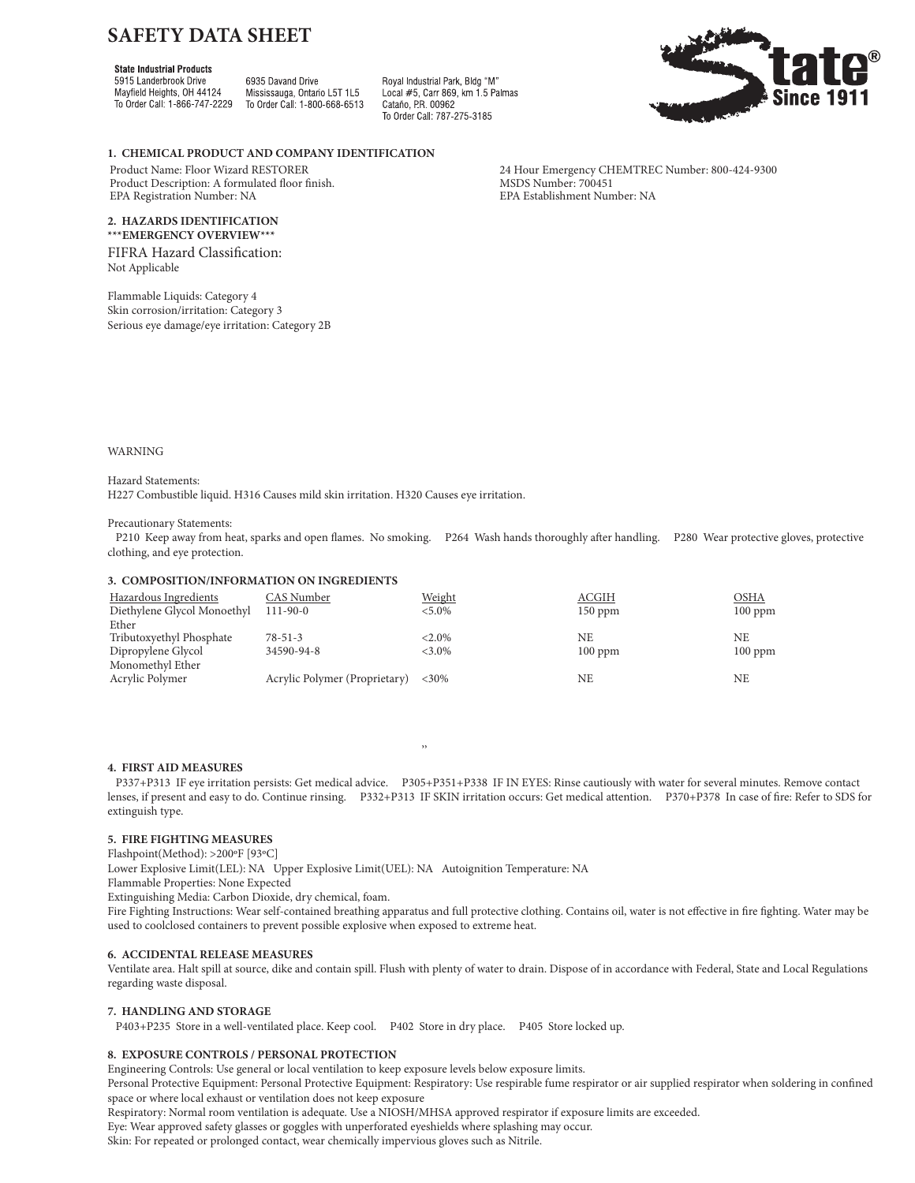# SAFETY DATA SHEET

**State Industrial Products**
5915 Landerbrook Drive
Mayfield Heights, OH 44124
To Order Call: 1-866-747-2229

6935 Davand Drive
Mississauga, Ontario L5T 1L5
To Order Call: 1-800-668-6513

Royal Industrial Park, Bldg "M"
Local #5, Carr 869, km 1.5 Palmas
Cataño, P.R. 00962
To Order Call: 787-275-3185

State® Since 1911

## 1. CHEMICAL PRODUCT AND COMPANY IDENTIFICATION

Product Name: Floor Wizard RESTORER
Product Description: A formulated floor finish.
EPA Registration Number: NA

24 Hour Emergency CHEMTREC Number: 800-424-9300
MSDS Number: 700451
EPA Establishment Number: NA

## 2. HAZARDS IDENTIFICATION

***EMERGENCY OVERVIEW***

FIFRA Hazard Classification:
Not Applicable

Flammable Liquids: Category 4
Skin corrosion/irritation: Category 3
Serious eye damage/eye irritation: Category 2B

WARNING

Hazard Statements:
H227 Combustible liquid. H316 Causes mild skin irritation. H320 Causes eye irritation.

Precautionary Statements:
P210 Keep away from heat, sparks and open flames. No smoking. P264 Wash hands thoroughly after handling. P280 Wear protective gloves, protective clothing, and eye protection.

## 3. COMPOSITION/INFORMATION ON INGREDIENTS

| Hazardous Ingredients | CAS Number | Weight | ACGIH | OSHA |
|---|---|---|---|---|
| Diethylene Glycol Monoethyl Ether | 111-90-0 | <5.0% | 150 ppm | 100 ppm |
| Tributoxyethyl Phosphate | 78-51-3 | <2.0% | NE | NE |
| Dipropylene Glycol Monomethyl Ether | 34590-94-8 | <3.0% | 100 ppm | 100 ppm |
| Acrylic Polymer | Acrylic Polymer (Proprietary) | <30% | NE | NE |

"

## 4. FIRST AID MEASURES

P337+P313 IF eye irritation persists: Get medical advice. P305+P351+P338 IF IN EYES: Rinse cautiously with water for several minutes. Remove contact lenses, if present and easy to do. Continue rinsing. P332+P313 IF SKIN irritation occurs: Get medical attention. P370+P378 In case of fire: Refer to SDS for extinguish type.

## 5. FIRE FIGHTING MEASURES

Flashpoint(Method): >200ºF [93ºC]
Lower Explosive Limit(LEL): NA Upper Explosive Limit(UEL): NA Autoignition Temperature: NA
Flammable Properties: None Expected
Extinguishing Media: Carbon Dioxide, dry chemical, foam.
Fire Fighting Instructions: Wear self-contained breathing apparatus and full protective clothing. Contains oil, water is not effective in fire fighting. Water may be used to coolclosed containers to prevent possible explosive when exposed to extreme heat.

## 6. ACCIDENTAL RELEASE MEASURES

Ventilate area. Halt spill at source, dike and contain spill. Flush with plenty of water to drain. Dispose of in accordance with Federal, State and Local Regulations regarding waste disposal.

## 7. HANDLING AND STORAGE

P403+P235 Store in a well-ventilated place. Keep cool. P402 Store in dry place. P405 Store locked up.

## 8. EXPOSURE CONTROLS / PERSONAL PROTECTION

Engineering Controls: Use general or local ventilation to keep exposure levels below exposure limits.
Personal Protective Equipment: Personal Protective Equipment: Respiratory: Use respirable fume respirator or air supplied respirator when soldering in confined space or where local exhaust or ventilation does not keep exposure
Respiratory: Normal room ventilation is adequate. Use a NIOSH/MHSA approved respirator if exposure limits are exceeded.
Eye: Wear approved safety glasses or goggles with unperforated eyeshields where splashing may occur.
Skin: For repeated or prolonged contact, wear chemically impervious gloves such as Nitrile.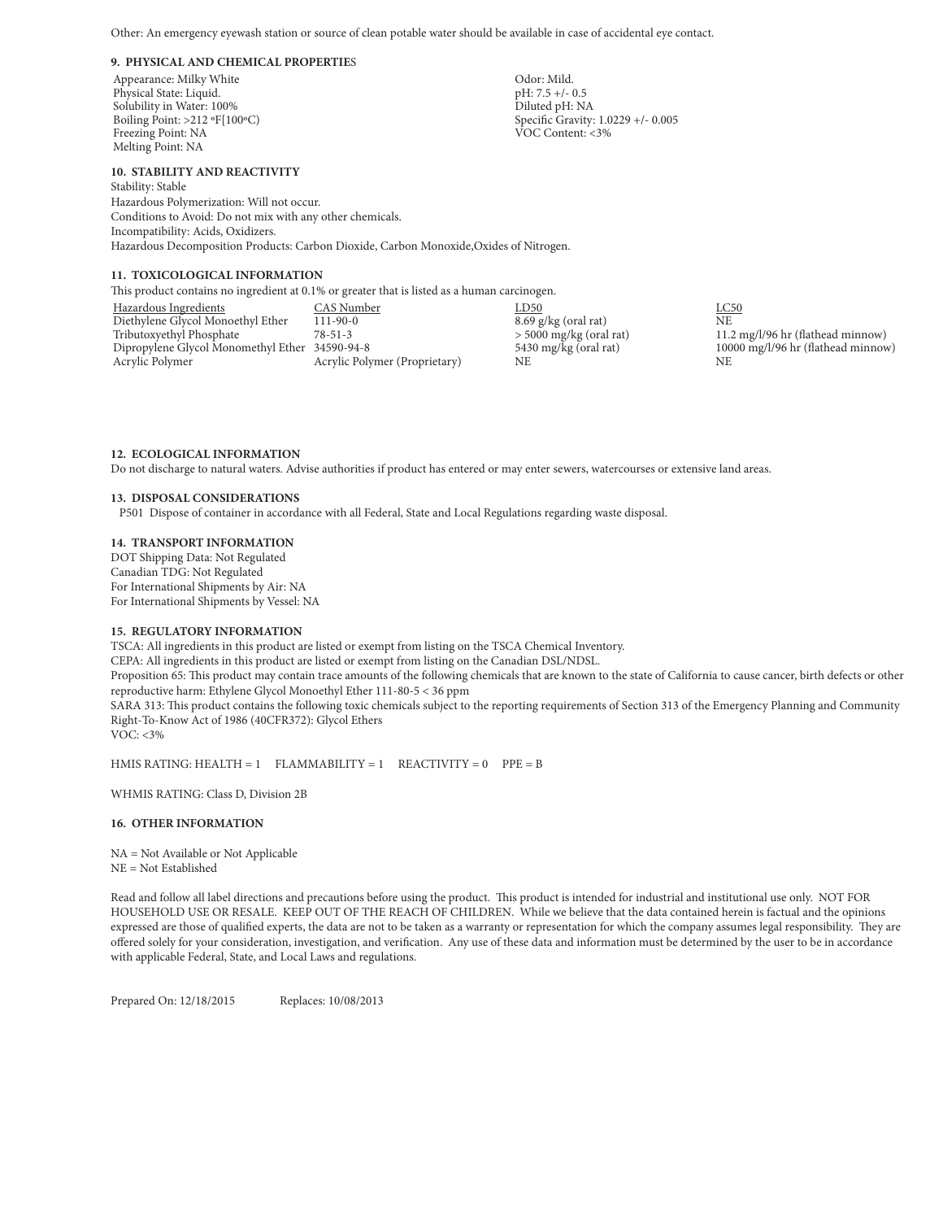Other: An emergency eyewash station or source of clean potable water should be available in case of accidental eye contact.

### 9. PHYSICAL AND CHEMICAL PROPERTIES

Appearance: Milky White
Physical State: Liquid.
Solubility in Water: 100%
Boiling Point: >212 ºF[100ºC)
Freezing Point: NA
Melting Point: NA

Odor: Mild.
pH: 7.5 +/- 0.5
Diluted pH: NA
Specific Gravity: 1.0229 +/- 0.005
VOC Content: <3%

### 10. STABILITY AND REACTIVITY

Stability: Stable
Hazardous Polymerization: Will not occur.
Conditions to Avoid: Do not mix with any other chemicals.
Incompatibility: Acids, Oxidizers.
Hazardous Decomposition Products: Carbon Dioxide, Carbon Monoxide,Oxides of Nitrogen.

### 11. TOXICOLOGICAL INFORMATION

This product contains no ingredient at 0.1% or greater that is listed as a human carcinogen.

| Hazardous Ingredients | CAS Number | LD50 | LC50 |
|---|---|---|---|
| Diethylene Glycol Monoethyl Ether | 111-90-0 | 8.69 g/kg (oral rat) | NE |
| Tributoxyethyl Phosphate | 78-51-3 | > 5000 mg/kg (oral rat) | 11.2 mg/l/96 hr (flathead minnow) |
| Dipropylene Glycol Monomethyl Ether | 34590-94-8 | 5430 mg/kg (oral rat) | 10000 mg/l/96 hr (flathead minnow) |
| Acrylic Polymer | Acrylic Polymer (Proprietary) | NE | NE |

### 12. ECOLOGICAL INFORMATION

Do not discharge to natural waters. Advise authorities if product has entered or may enter sewers, watercourses or extensive land areas.

### 13. DISPOSAL CONSIDERATIONS

P501 Dispose of container in accordance with all Federal, State and Local Regulations regarding waste disposal.

### 14. TRANSPORT INFORMATION

DOT Shipping Data: Not Regulated
Canadian TDG: Not Regulated
For International Shipments by Air: NA
For International Shipments by Vessel: NA

### 15. REGULATORY INFORMATION

TSCA: All ingredients in this product are listed or exempt from listing on the TSCA Chemical Inventory.
CEPA: All ingredients in this product are listed or exempt from listing on the Canadian DSL/NDSL.
Proposition 65: This product may contain trace amounts of the following chemicals that are known to the state of California to cause cancer, birth defects or other reproductive harm: Ethylene Glycol Monoethyl Ether 111-80-5 < 36 ppm
SARA 313: This product contains the following toxic chemicals subject to the reporting requirements of Section 313 of the Emergency Planning and Community Right-To-Know Act of 1986 (40CFR372): Glycol Ethers
VOC: <3%

HMIS RATING: HEALTH = 1 FLAMMABILITY = 1 REACTIVITY = 0 PPE = B

WHMIS RATING: Class D, Division 2B

### 16. OTHER INFORMATION

NA = Not Available or Not Applicable
NE = Not Established

Read and follow all label directions and precautions before using the product. This product is intended for industrial and institutional use only. NOT FOR HOUSEHOLD USE OR RESALE. KEEP OUT OF THE REACH OF CHILDREN. While we believe that the data contained herein is factual and the opinions expressed are those of qualified experts, the data are not to be taken as a warranty or representation for which the company assumes legal responsibility. They are offered solely for your consideration, investigation, and verification. Any use of these data and information must be determined by the user to be in accordance with applicable Federal, State, and Local Laws and regulations.

Prepared On: 12/18/2015 Replaces: 10/08/2013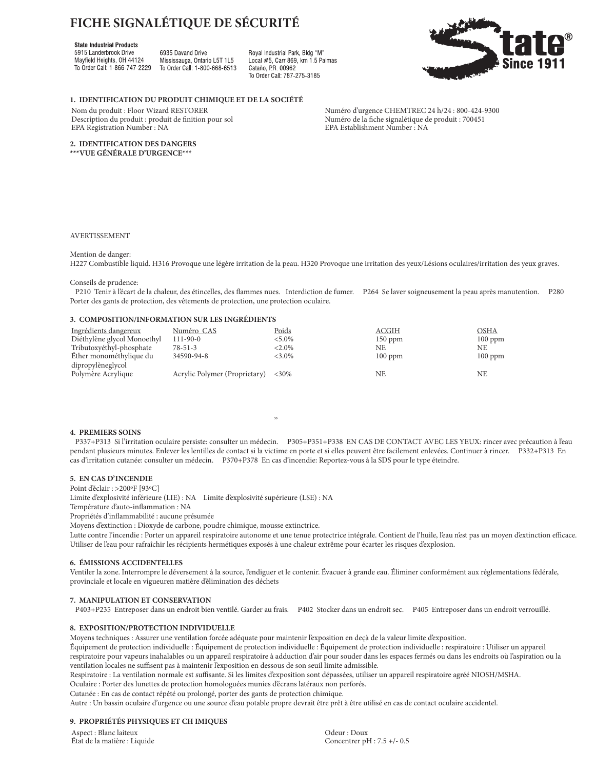# FICHE SIGNALÉTIQUE DE SÉCURITÉ

**State Industrial Products**
5915 Landerbrook Drive
Mayfield Heights, OH 44124
To Order Call: 1-866-747-2229

6935 Davand Drive
Mississauga, Ontario L5T 1L5
To Order Call: 1-800-668-6513

Royal Industrial Park, Bldg "M"
Local #5, Carr 869, km 1.5 Palmas
Cataño, P.R. 00962
To Order Call: 787-275-3185

State® Since 1911

## 1. IDENTIFICATION DU PRODUIT CHIMIQUE ET DE LA SOCIÉTÉ

Nom du produit : Floor Wizard RESTORER
Description du produit : produit de finition pour sol
EPA Registration Number : NA

Numéro d'urgence CHEMTREC 24 h/24 : 800-424-9300
Numéro de la fiche signalétique de produit : 700451
EPA Establishment Number : NA

## 2. IDENTIFICATION DES DANGERS

**\*\*\*VUE GÉNÉRALE D'URGENCE\*\*\***

AVERTISSEMENT

Mention de danger:
H227 Combustible liquid. H316 Provoque une légère irritation de la peau. H320 Provoque une irritation des yeux/Lésions oculaires/irritation des yeux graves.

Conseils de prudence:
P210 Tenir à l'écart de la chaleur, des étincelles, des flammes nues. Interdiction de fumer. P264 Se laver soigneusement la peau après manutention. P280 Porter des gants de protection, des vêtements de protection, une protection oculaire.

## 3. COMPOSITION/INFORMATION SUR LES INGRÉDIENTS

| Ingrédients dangereux | Numéro CAS | Poids | ACGIH | OSHA |
|---|---|---|---|---|
| Diéthylène glycol Monoethyl | 111-90-0 | <5.0% | 150 ppm | 100 ppm |
| Tributoxyéthyl-phosphate | 78-51-3 | <2.0% | NE | NE |
| Éther monométhylique du dipropylèneglycol | 34590-94-8 | <3.0% | 100 ppm | 100 ppm |
| Polymère Acrylique | Acrylic Polymer (Proprietary) | <30% | NE | NE |

"

## 4. PREMIERS SOINS

P337+P313 Si l'irritation oculaire persiste: consulter un médecin. P305+P351+P338 EN CAS DE CONTACT AVEC LES YEUX: rincer avec précaution à l'eau pendant plusieurs minutes. Enlever les lentilles de contact si la victime en porte et si elles peuvent être facilement enlevées. Continuer à rincer. P332+P313 En cas d'irritation cutanée: consulter un médecin. P370+P378 En cas d'incendie: Reportez-vous à la SDS pour le type éteindre.

## 5. EN CAS D'INCENDIE

Point d'éclair : >200ºF [93ºC]
Limite d'explosivité inférieure (LIE) : NA Limite d'explosivité supérieure (LSE) : NA
Température d'auto-inflammation : NA
Propriétés d'inflammabilité : aucune présumée
Moyens d'extinction : Dioxyde de carbone, poudre chimique, mousse extinctrice.
Lutte contre l'incendie : Porter un appareil respiratoire autonome et une tenue protectrice intégrale. Contient de l'huile, l'eau n'est pas un moyen d'extinction efficace. Utiliser de l'eau pour rafraîchir les récipients hermétiques exposés à une chaleur extrême pour écarter les risques d'explosion.

## 6. ÉMISSIONS ACCIDENTELLES

Ventiler la zone. Interrompre le déversement à la source, l'endiguer et le contenir. Évacuer à grande eau. Éliminer conformément aux réglementations fédérale, provinciale et locale en vigueuren matière d'élimination des déchets

## 7. MANIPULATION ET CONSERVATION

P403+P235 Entreposer dans un endroit bien ventilé. Garder au frais. P402 Stocker dans un endroit sec. P405 Entreposer dans un endroit verrouillé.

## 8. EXPOSITION/PROTECTION INDIVIDUELLE

Moyens techniques : Assurer une ventilation forcée adéquate pour maintenir l'exposition en deçà de la valeur limite d'exposition.
Équipement de protection individuelle : Équipement de protection individuelle : Équipement de protection individuelle : respiratoire : Utiliser un appareil respiratoire pour vapeurs inahalables ou un appareil respiratoire à adduction d'air pour souder dans les espaces fermés ou dans les endroits où l'aspiration ou la ventilation locales ne suffisent pas à maintenir l'exposition en dessous de son seuil limite admissible.
Respiratoire : La ventilation normale est suffisante. Si les limites d'exposition sont dépassées, utiliser un appareil respiratoire agréé NIOSH/MSHA.
Oculaire : Porter des lunettes de protection homologuées munies d'écrans latéraux non perforés.
Cutanée : En cas de contact répété ou prolongé, porter des gants de protection chimique.
Autre : Un bassin oculaire d'urgence ou une source d'eau potable propre devrait être prêt à être utilisé en cas de contact oculaire accidentel.

## 9. PROPRIÉTÉS PHYSIQUES ET CH IMIQUES

Aspect : Blanc laiteux
État de la matière : Liquide

Odeur : Doux
Concentrer pH : 7.5 +/- 0.5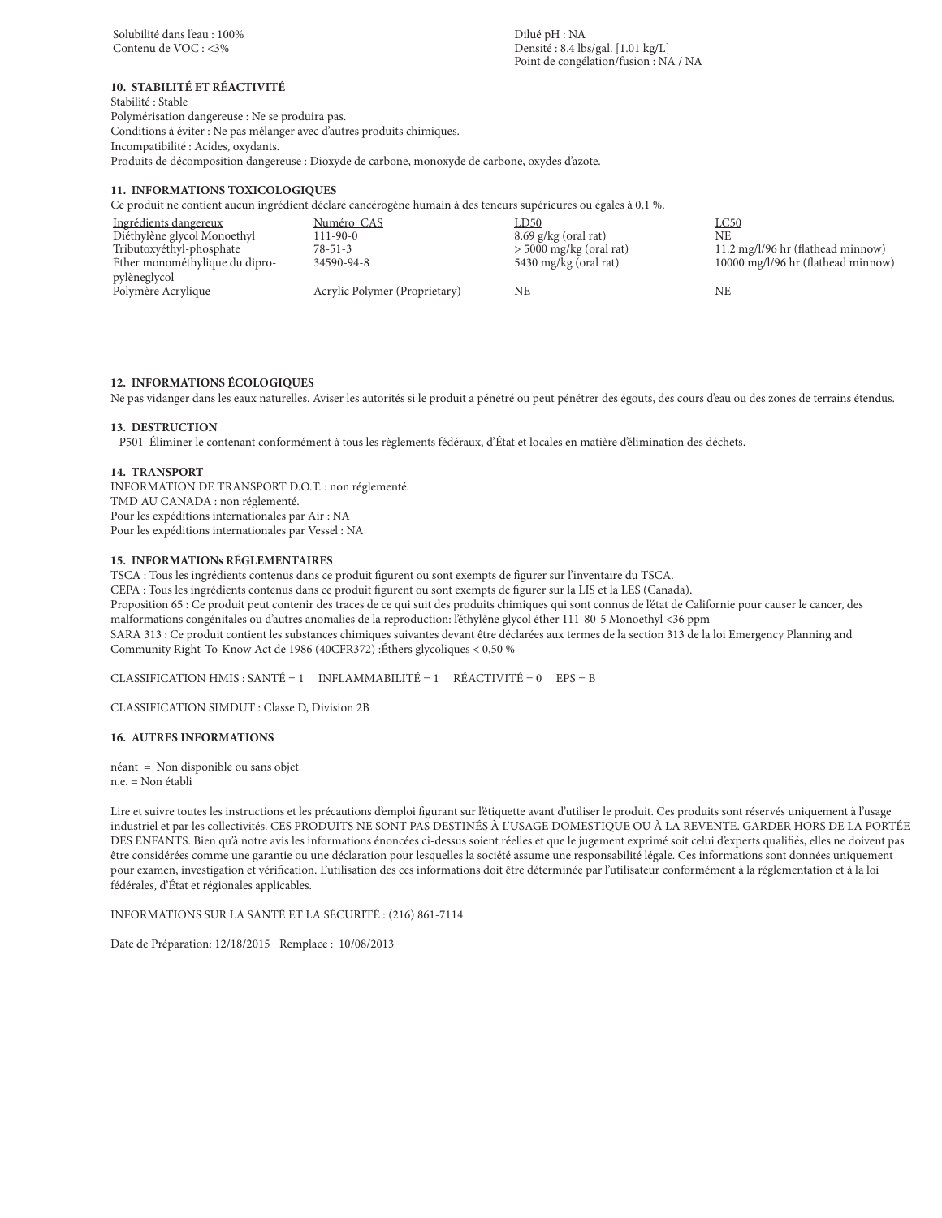Solubilité dans l'eau : 100%
Contenu de VOC : <3%

Dilué pH : NA
Densité : 8.4 lbs/gal. [1.01 kg/L]
Point de congélation/fusion : NA / NA

### 10. STABILITÉ ET RÉACTIVITÉ

Stabilité : Stable
Polymérisation dangereuse : Ne se produira pas.
Conditions à éviter : Ne pas mélanger avec d'autres produits chimiques.
Incompatibilité : Acides, oxydants.
Produits de décomposition dangereuse : Dioxyde de carbone, monoxyde de carbone, oxydes d'azote.

### 11. INFORMATIONS TOXICOLOGIQUES

Ce produit ne contient aucun ingrédient déclaré cancérogène humain à des teneurs supérieures ou égales à 0,1 %.

| Ingrédients dangereux | Numéro CAS | LD50 | LC50 |
|---|---|---|---|
| Diéthylène glycol Monoethyl | 111-90-0 | 8.69 g/kg (oral rat) | NE |
| Tributoxyéthyl-phosphate | 78-51-3 | > 5000 mg/kg (oral rat) | 11.2 mg/l/96 hr (flathead minnow) |
| Éther monométhylique du dipropylèneglycol | 34590-94-8 | 5430 mg/kg (oral rat) | 10000 mg/l/96 hr (flathead minnow) |
| Polymère Acrylique | Acrylic Polymer (Proprietary) | NE | NE |

### 12. INFORMATIONS ÉCOLOGIQUES

Ne pas vidanger dans les eaux naturelles. Aviser les autorités si le produit a pénétré ou peut pénétrer des égouts, des cours d'eau ou des zones de terrains étendus.

### 13. DESTRUCTION

P501 Éliminer le contenant conformément à tous les règlements fédéraux, d'État et locales en matière d'élimination des déchets.

### 14. TRANSPORT

INFORMATION DE TRANSPORT D.O.T. : non réglementé.
TMD AU CANADA : non réglementé.
Pour les expéditions internationales par Air : NA
Pour les expéditions internationales par Vessel : NA

### 15. INFORMATIONs RÉGLEMENTAIRES

TSCA : Tous les ingrédients contenus dans ce produit figurent ou sont exempts de figurer sur l'inventaire du TSCA.
CEPA : Tous les ingrédients contenus dans ce produit figurent ou sont exempts de figurer sur la LIS et la LES (Canada).
Proposition 65 : Ce produit peut contenir des traces de ce qui suit des produits chimiques qui sont connus de l'état de Californie pour causer le cancer, des malformations congénitales ou d'autres anomalies de la reproduction: l'éthylène glycol éther 111-80-5 Monoethyl <36 ppm
SARA 313 : Ce produit contient les substances chimiques suivantes devant être déclarées aux termes de la section 313 de la loi Emergency Planning and Community Right-To-Know Act de 1986 (40CFR372) :Éthers glycoliques < 0,50 %

CLASSIFICATION HMIS : SANTÉ = 1 INFLAMMABILITÉ = 1 RÉACTIVITÉ = 0 EPS = B

CLASSIFICATION SIMDUT : Classe D, Division 2B

### 16. AUTRES INFORMATIONS

néant = Non disponible ou sans objet
n.e. = Non établi

Lire et suivre toutes les instructions et les précautions d'emploi figurant sur l'étiquette avant d'utiliser le produit. Ces produits sont réservés uniquement à l'usage industriel et par les collectivités. CES PRODUITS NE SONT PAS DESTINÉS À L'USAGE DOMESTIQUE OU À LA REVENTE. GARDER HORS DE LA PORTÉE DES ENFANTS. Bien qu'à notre avis les informations énoncées ci-dessus soient réelles et que le jugement exprimé soit celui d'experts qualifiés, elles ne doivent pas être considérées comme une garantie ou une déclaration pour lesquelles la société assume une responsabilité légale. Ces informations sont données uniquement pour examen, investigation et vérification. L'utilisation des ces informations doit être déterminée par l'utilisateur conformément à la réglementation et à la loi fédérales, d'État et régionales applicables.

INFORMATIONS SUR LA SANTÉ ET LA SÉCURITÉ : (216) 861-7114

Date de Préparation: 12/18/2015 Remplace : 10/08/2013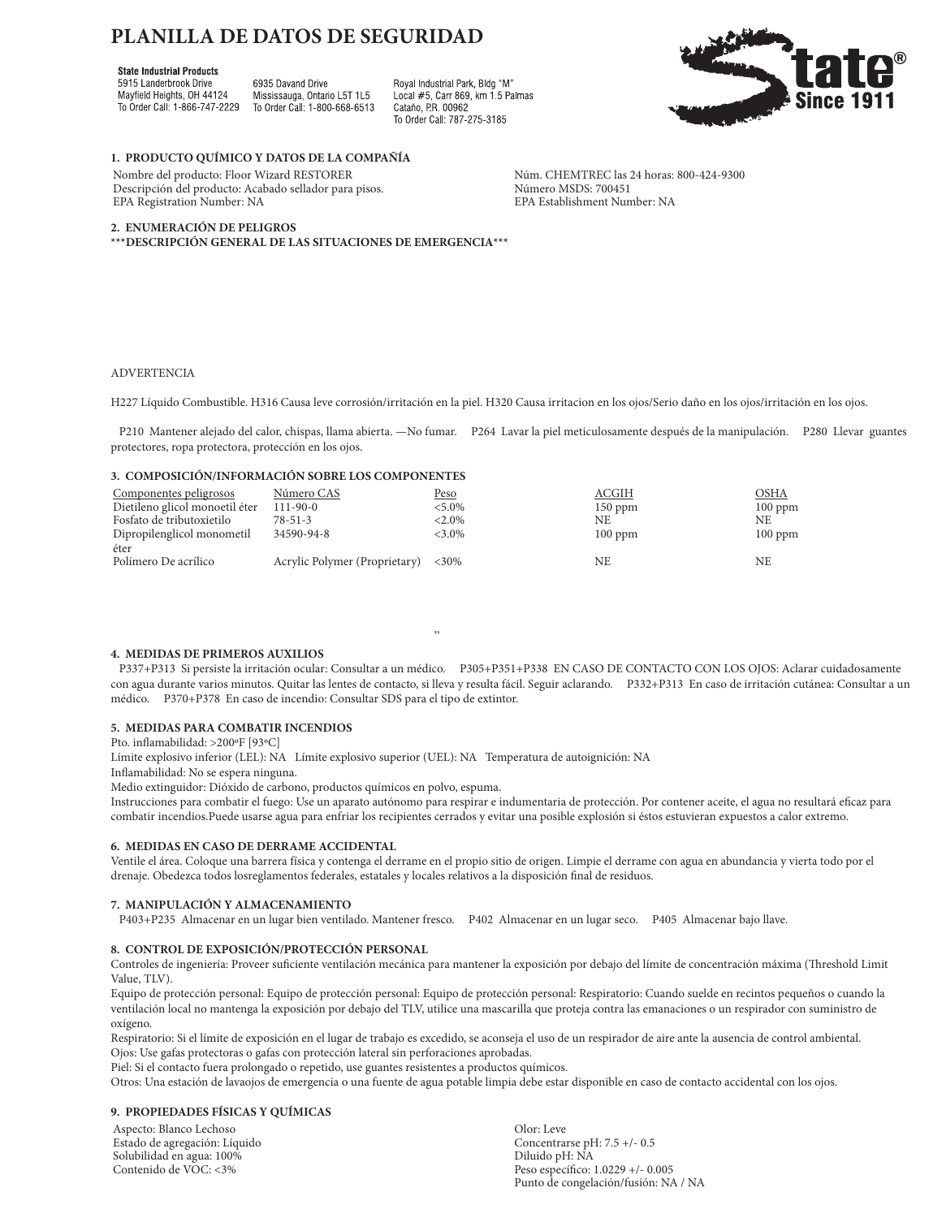# PLANILLA DE DATOS DE SEGURIDAD

**State Industrial Products**
5915 Landerbrook Drive
Mayfield Heights, OH 44124
To Order Call: 1-866-747-2229

6935 Davand Drive
Mississauga, Ontario L5T 1L5
To Order Call: 1-800-668-6513

Royal Industrial Park, Bldg "M"
Local #5, Carr 869, km 1.5 Palmas
Cataño, P.R. 00962
To Order Call: 787-275-3185

State® Since 1911

## 1. PRODUCTO QUÍMICO Y DATOS DE LA COMPAÑÍA

Nombre del producto: Floor Wizard RESTORER
Descripción del producto: Acabado sellador para pisos.
EPA Registration Number: NA

Núm. CHEMTREC las 24 horas: 800-424-9300
Número MSDS: 700451
EPA Establishment Number: NA

## 2. ENUMERACIÓN DE PELIGROS

***DESCRIPCIÓN GENERAL DE LAS SITUACIONES DE EMERGENCIA***

ADVERTENCIA

H227 Líquido Combustible. H316 Causa leve corrosión/irritación en la piel. H320 Causa irritacion en los ojos/Serio daño en los ojos/irritación en los ojos.

P210 Mantener alejado del calor, chispas, llama abierta. —No fumar. P264 Lavar la piel meticulosamente después de la manipulación. P280 Llevar guantes protectores, ropa protectora, protección en los ojos.

## 3. COMPOSICIÓN/INFORMACIÓN SOBRE LOS COMPONENTES

| Componentes peligrosos | Número CAS | Peso | ACGIH | OSHA |
|---|---|---|---|---|
| Dietileno glicol monoetil éter | 111-90-0 | <5.0% | 150 ppm | 100 ppm |
| Fosfato de tributoxietilo | 78-51-3 | <2.0% | NE | NE |
| Dipropilenglicol monometil éter | 34590-94-8 | <3.0% | 100 ppm | 100 ppm |
| Polímero De acrílico | Acrylic Polymer (Proprietary) | <30% | NE | NE |

”

## 4. MEDIDAS DE PRIMEROS AUXILIOS

P337+P313 Si persiste la irritación ocular: Consultar a un médico. P305+P351+P338 EN CASO DE CONTACTO CON LOS OJOS: Aclarar cuidadosamente con agua durante varios minutos. Quitar las lentes de contacto, si lleva y resulta fácil. Seguir aclarando. P332+P313 En caso de irritación cutánea: Consultar a un médico. P370+P378 En caso de incendio: Consultar SDS para el tipo de extintor.

## 5. MEDIDAS PARA COMBATIR INCENDIOS

Pto. inflamabilidad: >200ºF [93ºC]
Límite explosivo inferior (LEL): NA Límite explosivo superior (UEL): NA Temperatura de autoignición: NA
Inflamabilidad: No se espera ninguna.
Medio extinguidor: Dióxido de carbono, productos químicos en polvo, espuma.
Instrucciones para combatir el fuego: Use un aparato autónomo para respirar e indumentaria de protección. Por contener aceite, el agua no resultará eficaz para combatir incendios.Puede usarse agua para enfriar los recipientes cerrados y evitar una posible explosión si éstos estuvieran expuestos a calor extremo.

## 6. MEDIDAS EN CASO DE DERRAME ACCIDENTAL

Ventile el área. Coloque una barrera física y contenga el derrame en el propio sitio de origen. Limpie el derrame con agua en abundancia y vierta todo por el drenaje. Obedezca todos losreglamentos federales, estatales y locales relativos a la disposición final de residuos.

## 7. MANIPULACIÓN Y ALMACENAMIENTO

P403+P235 Almacenar en un lugar bien ventilado. Mantener fresco. P402 Almacenar en un lugar seco. P405 Almacenar bajo llave.

## 8. CONTROL DE EXPOSICIÓN/PROTECCIÓN PERSONAL

Controles de ingeniería: Proveer suficiente ventilación mecánica para mantener la exposición por debajo del límite de concentración máxima (Threshold Limit Value, TLV).
Equipo de protección personal: Equipo de protección personal: Equipo de protección personal: Respiratorio: Cuando suelde en recintos pequeños o cuando la ventilación local no mantenga la exposición por debajo del TLV, utilice una mascarilla que proteja contra las emanaciones o un respirador con suministro de oxígeno.
Respiratorio: Si el límite de exposición en el lugar de trabajo es excedido, se aconseja el uso de un respirador de aire ante la ausencia de control ambiental.
Ojos: Use gafas protectoras o gafas con protección lateral sin perforaciones aprobadas.
Piel: Si el contacto fuera prolongado o repetido, use guantes resistentes a productos químicos.
Otros: Una estación de lavaojos de emergencia o una fuente de agua potable limpia debe estar disponible en caso de contacto accidental con los ojos.

## 9. PROPIEDADES FÍSICAS Y QUÍMICAS

Aspecto: Blanco Lechoso
Estado de agregación: Líquido
Solubilidad en agua: 100%
Contenido de VOC: <3%

Olor: Leve
Concentrarse pH: 7.5 +/- 0.5
Diluido pH: NA
Peso específico: 1.0229 +/- 0.005
Punto de congelación/fusión: NA / NA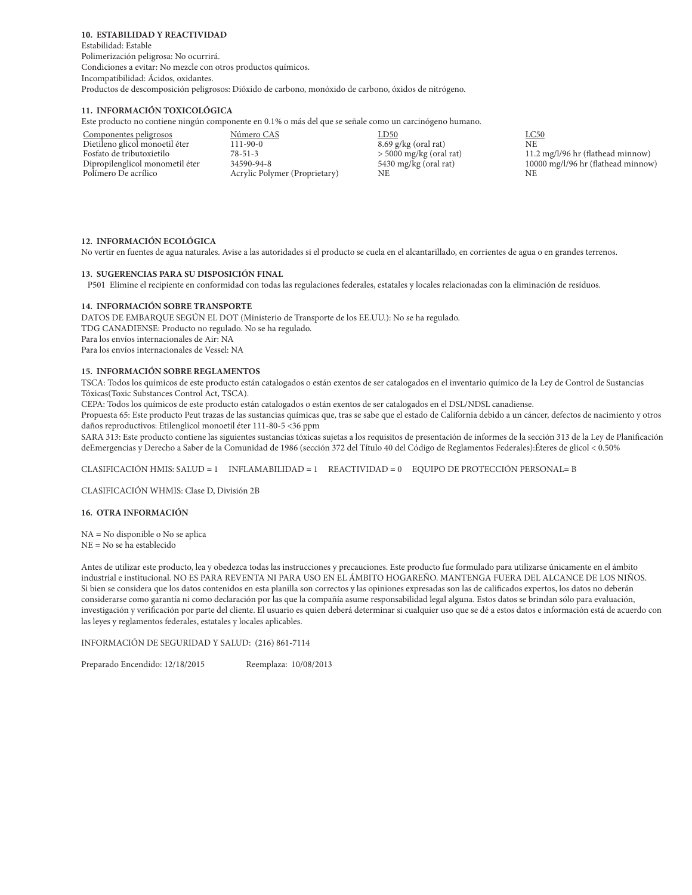## 10. ESTABILIDAD Y REACTIVIDAD

Estabilidad: Estable
Polimerización peligrosa: No ocurrirá.
Condiciones a evitar: No mezcle con otros productos químicos.
Incompatibilidad: Ácidos, oxidantes.
Productos de descomposición peligrosos: Dióxido de carbono, monóxido de carbono, óxidos de nitrógeno.

## 11. INFORMACIÓN TOXICOLÓGICA

Este producto no contiene ningún componente en 0.1% o más del que se señale como un carcinógeno humano.

| Componentes peligrosos | Número CAS | LD50 | LC50 |
|---|---|---|---|
| Dietileno glicol monoetil éter | 111-90-0 | 8.69 g/kg (oral rat) | NE |
| Fosfato de tributoxietilo | 78-51-3 | > 5000 mg/kg (oral rat) | 11.2 mg/l/96 hr (flathead minnow) |
| Dipropilenglicol monometil éter | 34590-94-8 | 5430 mg/kg (oral rat) | 10000 mg/l/96 hr (flathead minnow) |
| Polímero De acrílico | Acrylic Polymer (Proprietary) | NE | NE |

## 12. INFORMACIÓN ECOLÓGICA

No vertir en fuentes de agua naturales. Avise a las autoridades si el producto se cuela en el alcantarillado, en corrientes de agua o en grandes terrenos.

## 13. SUGERENCIAS PARA SU DISPOSICIÓN FINAL

P501 Elimine el recipiente en conformidad con todas las regulaciones federales, estatales y locales relacionadas con la eliminación de residuos.

## 14. INFORMACIÓN SOBRE TRANSPORTE

DATOS DE EMBARQUE SEGÚN EL DOT (Ministerio de Transporte de los EE.UU.): No se ha regulado.
TDG CANADIENSE: Producto no regulado. No se ha regulado.
Para los envíos internacionales de Air: NA
Para los envíos internacionales de Vessel: NA

## 15. INFORMACIÓN SOBRE REGLAMENTOS

TSCA: Todos los químicos de este producto están catalogados o están exentos de ser catalogados en el inventario químico de la Ley de Control de Sustancias Tóxicas(Toxic Substances Control Act, TSCA).
CEPA: Todos los químicos de este producto están catalogados o están exentos de ser catalogados en el DSL/NDSL canadiense.
Propuesta 65: Este producto Peut trazas de las sustancias químicas que, tras se sabe que el estado de California debido a un cáncer, defectos de nacimiento y otros daños reproductivos: Etilenglicol monoetil éter 111-80-5 <36 ppm
SARA 313: Este producto contiene las siguientes sustancias tóxicas sujetas a los requisitos de presentación de informes de la sección 313 de la Ley de Planificación deEmergencias y Derecho a Saber de la Comunidad de 1986 (sección 372 del Título 40 del Código de Reglamentos Federales):Éteres de glicol < 0.50%

CLASIFICACIÓN HMIS: SALUD = 1 INFLAMABILIDAD = 1 REACTIVIDAD = 0 EQUIPO DE PROTECCIÓN PERSONAL= B

CLASIFICACIÓN WHMIS: Clase D, División 2B

## 16. OTRA INFORMACIÓN

NA = No disponible o No se aplica
NE = No se ha establecido

Antes de utilizar este producto, lea y obedezca todas las instrucciones y precauciones. Este producto fue formulado para utilizarse únicamente en el ámbito industrial e institucional. NO ES PARA REVENTA NI PARA USO EN EL ÁMBITO HOGAREÑO. MANTENGA FUERA DEL ALCANCE DE LOS NIÑOS.
Si bien se considera que los datos contenidos en esta planilla son correctos y las opiniones expresadas son las de calificados expertos, los datos no deberán considerarse como garantía ni como declaración por las que la compañía asume responsabilidad legal alguna. Estos datos se brindan sólo para evaluación, investigación y verificación por parte del cliente. El usuario es quien deberá determinar si cualquier uso que se dé a estos datos e información está de acuerdo con las leyes y reglamentos federales, estatales y locales aplicables.

INFORMACIÓN DE SEGURIDAD Y SALUD: (216) 861-7114

Preparado Encendido: 12/18/2015 Reemplaza: 10/08/2013